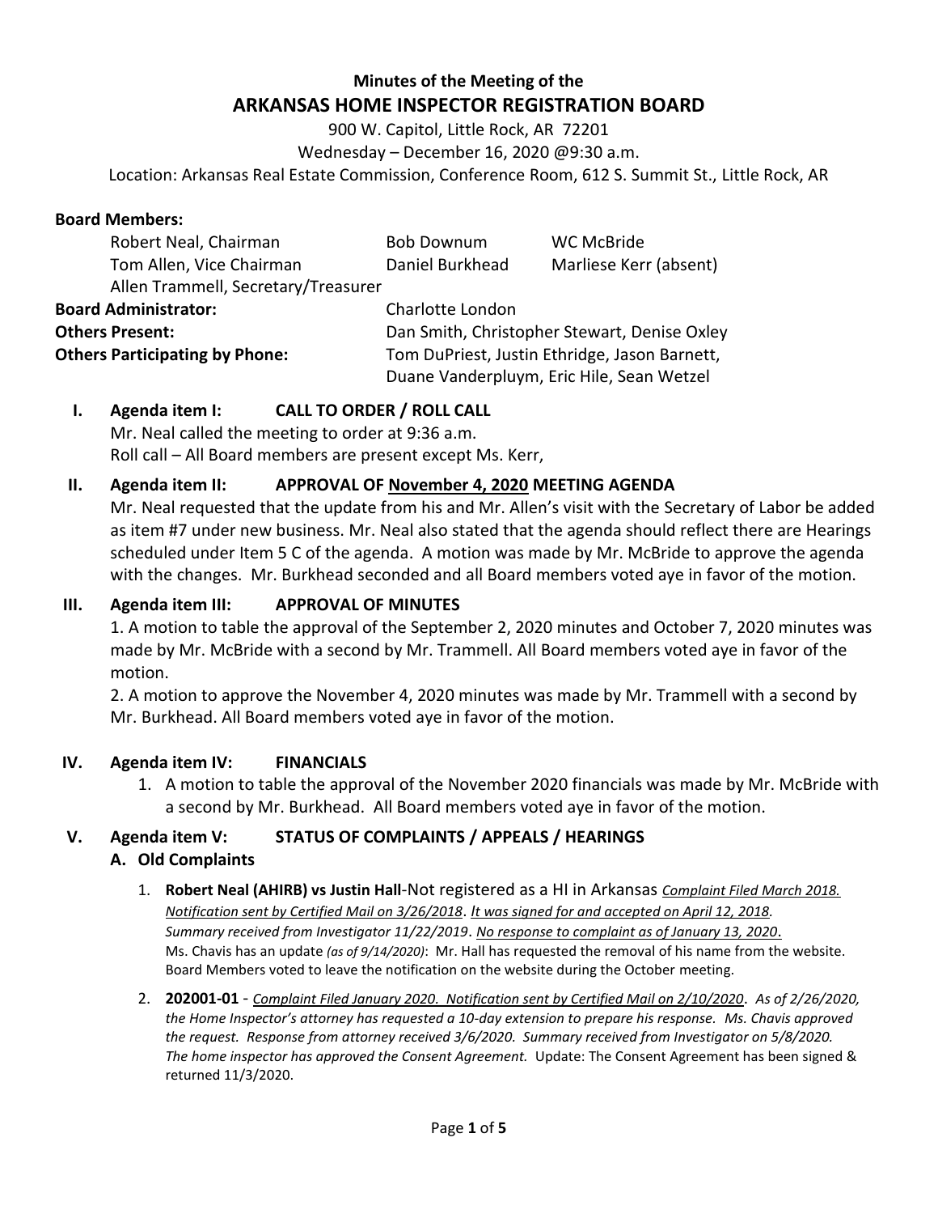# Minutes of the Meeting of the
# ARKANSAS HOME INSPECTOR REGISTRATION BOARD

900 W. Capitol, Little Rock, AR 72201

Wednesday – December 16, 2020 @9:30 a.m.

Location: Arkansas Real Estate Commission, Conference Room, 612 S. Summit St., Little Rock, AR

**Board Members:**

| | | |
|---|---|---|
| Robert Neal, Chairman | Bob Downum | WC McBride |
| Tom Allen, Vice Chairman | Daniel Burkhead | Marliese Kerr (absent) |
| Allen Trammell, Secretary/Treasurer | | |

**Board Administrator:** Charlotte London

**Others Present:** Dan Smith, Christopher Stewart, Denise Oxley

**Others Participating by Phone:** Tom DuPriest, Justin Ethridge, Jason Barnett, Duane Vanderpluym, Eric Hile, Sean Wetzel

## I. Agenda item I: CALL TO ORDER / ROLL CALL

Mr. Neal called the meeting to order at 9:36 a.m.

Roll call – All Board members are present except Ms. Kerr,

## II. Agenda item II: APPROVAL OF November 4, 2020 MEETING AGENDA

Mr. Neal requested that the update from his and Mr. Allen's visit with the Secretary of Labor be added as item #7 under new business. Mr. Neal also stated that the agenda should reflect there are Hearings scheduled under Item 5 C of the agenda. A motion was made by Mr. McBride to approve the agenda with the changes. Mr. Burkhead seconded and all Board members voted aye in favor of the motion.

## III. Agenda item III: APPROVAL OF MINUTES

1. A motion to table the approval of the September 2, 2020 minutes and October 7, 2020 minutes was made by Mr. McBride with a second by Mr. Trammell. All Board members voted aye in favor of the motion.

2. A motion to approve the November 4, 2020 minutes was made by Mr. Trammell with a second by Mr. Burkhead. All Board members voted aye in favor of the motion.

## IV. Agenda item IV: FINANCIALS

1. A motion to table the approval of the November 2020 financials was made by Mr. McBride with a second by Mr. Burkhead. All Board members voted aye in favor of the motion.

## V. Agenda item V: STATUS OF COMPLAINTS / APPEALS / HEARINGS

### A. Old Complaints

1. **Robert Neal (AHIRB) vs Justin Hall**-Not registered as a HI in Arkansas *Complaint Filed March 2018. Notification sent by Certified Mail on 3/26/2018*. *It was signed for and accepted on April 12, 2018*. *Summary received from Investigator 11/22/2019*. *No response to complaint as of January 13, 2020*. Ms. Chavis has an update *(as of 9/14/2020)*: Mr. Hall has requested the removal of his name from the website. Board Members voted to leave the notification on the website during the October meeting.

2. **202001-01** - *Complaint Filed January 2020. Notification sent by Certified Mail on 2/10/2020*. *As of 2/26/2020, the Home Inspector's attorney has requested a 10-day extension to prepare his response. Ms. Chavis approved the request. Response from attorney received 3/6/2020. Summary received from Investigator on 5/8/2020. The home inspector has approved the Consent Agreement.* Update: The Consent Agreement has been signed & returned 11/3/2020.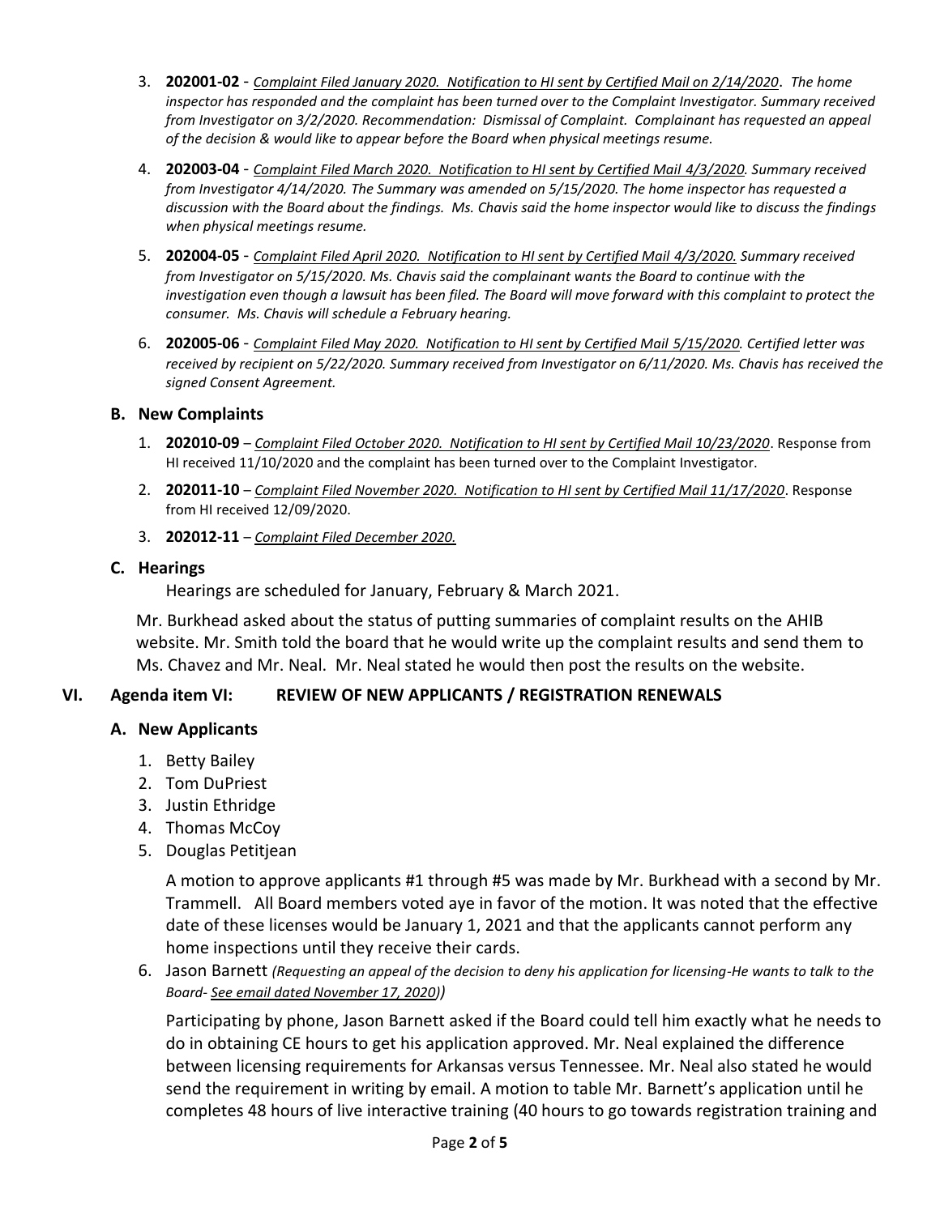3. **202001-02** - *Complaint Filed January 2020. Notification to HI sent by Certified Mail on 2/14/2020*. *The home inspector has responded and the complaint has been turned over to the Complaint Investigator. Summary received from Investigator on 3/2/2020. Recommendation: Dismissal of Complaint. Complainant has requested an appeal of the decision & would like to appear before the Board when physical meetings resume.*

4. **202003-04** - *Complaint Filed March 2020. Notification to HI sent by Certified Mail 4/3/2020. Summary received from Investigator 4/14/2020. The Summary was amended on 5/15/2020. The home inspector has requested a discussion with the Board about the findings. Ms. Chavis said the home inspector would like to discuss the findings when physical meetings resume.*

5. **202004-05** - *Complaint Filed April 2020. Notification to HI sent by Certified Mail 4/3/2020. Summary received from Investigator on 5/15/2020. Ms. Chavis said the complainant wants the Board to continue with the investigation even though a lawsuit has been filed. The Board will move forward with this complaint to protect the consumer. Ms. Chavis will schedule a February hearing.*

6. **202005-06** - *Complaint Filed May 2020. Notification to HI sent by Certified Mail 5/15/2020. Certified letter was received by recipient on 5/22/2020. Summary received from Investigator on 6/11/2020. Ms. Chavis has received the signed Consent Agreement.*

### B. New Complaints

1. **202010-09** – *Complaint Filed October 2020. Notification to HI sent by Certified Mail 10/23/2020*. Response from HI received 11/10/2020 and the complaint has been turned over to the Complaint Investigator.
2. **202011-10** – *Complaint Filed November 2020. Notification to HI sent by Certified Mail 11/17/2020*. Response from HI received 12/09/2020.
3. **202012-11** – *Complaint Filed December 2020.*

### C. Hearings

Hearings are scheduled for January, February & March 2021.

Mr. Burkhead asked about the status of putting summaries of complaint results on the AHIB website. Mr. Smith told the board that he would write up the complaint results and send them to Ms. Chavez and Mr. Neal. Mr. Neal stated he would then post the results on the website.

## VI. Agenda item VI: REVIEW OF NEW APPLICANTS / REGISTRATION RENEWALS

### A. New Applicants

1. Betty Bailey
2. Tom DuPriest
3. Justin Ethridge
4. Thomas McCoy
5. Douglas Petitjean

A motion to approve applicants #1 through #5 was made by Mr. Burkhead with a second by Mr. Trammell. All Board members voted aye in favor of the motion. It was noted that the effective date of these licenses would be January 1, 2021 and that the applicants cannot perform any home inspections until they receive their cards.

6. Jason Barnett *(Requesting an appeal of the decision to deny his application for licensing-He wants to talk to the Board- See email dated November 17, 2020))*

Participating by phone, Jason Barnett asked if the Board could tell him exactly what he needs to do in obtaining CE hours to get his application approved. Mr. Neal explained the difference between licensing requirements for Arkansas versus Tennessee. Mr. Neal also stated he would send the requirement in writing by email. A motion to table Mr. Barnett's application until he completes 48 hours of live interactive training (40 hours to go towards registration training and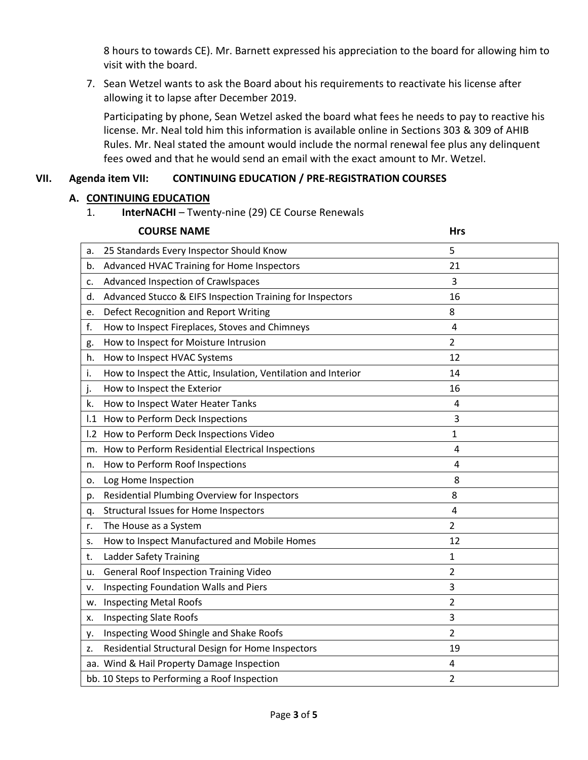8 hours to towards CE). Mr. Barnett expressed his appreciation to the board for allowing him to visit with the board.

7. Sean Wetzel wants to ask the Board about his requirements to reactivate his license after allowing it to lapse after December 2019.

   Participating by phone, Sean Wetzel asked the board what fees he needs to pay to reactive his license. Mr. Neal told him this information is available online in Sections 303 & 309 of AHIB Rules. Mr. Neal stated the amount would include the normal renewal fee plus any delinquent fees owed and that he would send an email with the exact amount to Mr. Wetzel.

## VII. Agenda item VII: CONTINUING EDUCATION / PRE-REGISTRATION COURSES

### A. CONTINUING EDUCATION

1. **InterNACHI** – Twenty-nine (29) CE Course Renewals

| COURSE NAME | Hrs |
|---|---|
| a. 25 Standards Every Inspector Should Know | 5 |
| b. Advanced HVAC Training for Home Inspectors | 21 |
| c. Advanced Inspection of Crawlspaces | 3 |
| d. Advanced Stucco & EIFS Inspection Training for Inspectors | 16 |
| e. Defect Recognition and Report Writing | 8 |
| f. How to Inspect Fireplaces, Stoves and Chimneys | 4 |
| g. How to Inspect for Moisture Intrusion | 2 |
| h. How to Inspect HVAC Systems | 12 |
| i. How to Inspect the Attic, Insulation, Ventilation and Interior | 14 |
| j. How to Inspect the Exterior | 16 |
| k. How to Inspect Water Heater Tanks | 4 |
| l.1 How to Perform Deck Inspections | 3 |
| l.2 How to Perform Deck Inspections Video | 1 |
| m. How to Perform Residential Electrical Inspections | 4 |
| n. How to Perform Roof Inspections | 4 |
| o. Log Home Inspection | 8 |
| p. Residential Plumbing Overview for Inspectors | 8 |
| q. Structural Issues for Home Inspectors | 4 |
| r. The House as a System | 2 |
| s. How to Inspect Manufactured and Mobile Homes | 12 |
| t. Ladder Safety Training | 1 |
| u. General Roof Inspection Training Video | 2 |
| v. Inspecting Foundation Walls and Piers | 3 |
| w. Inspecting Metal Roofs | 2 |
| x. Inspecting Slate Roofs | 3 |
| y. Inspecting Wood Shingle and Shake Roofs | 2 |
| z. Residential Structural Design for Home Inspectors | 19 |
| aa. Wind & Hail Property Damage Inspection | 4 |
| bb. 10 Steps to Performing a Roof Inspection | 2 |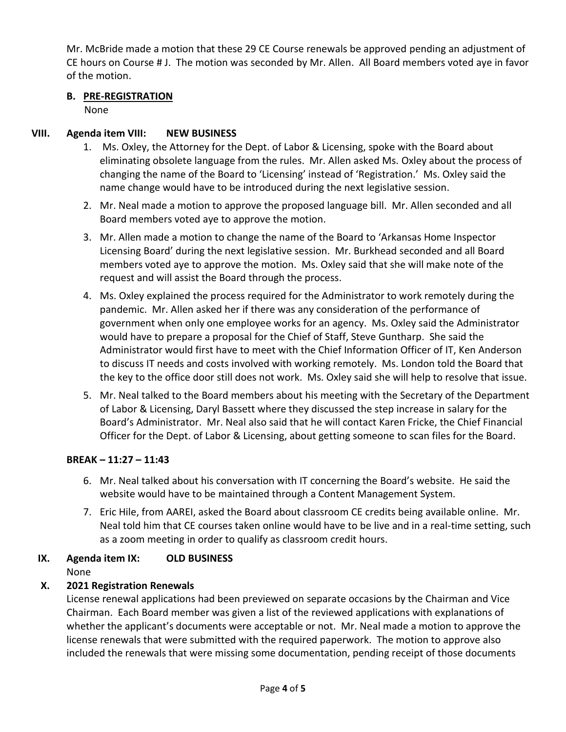Mr. McBride made a motion that these 29 CE Course renewals be approved pending an adjustment of CE hours on Course # J. The motion was seconded by Mr. Allen. All Board members voted aye in favor of the motion.

**B. PRE-REGISTRATION**

None

**VIII. Agenda item VIII: NEW BUSINESS**

1. Ms. Oxley, the Attorney for the Dept. of Labor & Licensing, spoke with the Board about eliminating obsolete language from the rules. Mr. Allen asked Ms. Oxley about the process of changing the name of the Board to 'Licensing' instead of 'Registration.' Ms. Oxley said the name change would have to be introduced during the next legislative session.
2. Mr. Neal made a motion to approve the proposed language bill. Mr. Allen seconded and all Board members voted aye to approve the motion.
3. Mr. Allen made a motion to change the name of the Board to 'Arkansas Home Inspector Licensing Board' during the next legislative session. Mr. Burkhead seconded and all Board members voted aye to approve the motion. Ms. Oxley said that she will make note of the request and will assist the Board through the process.
4. Ms. Oxley explained the process required for the Administrator to work remotely during the pandemic. Mr. Allen asked her if there was any consideration of the performance of government when only one employee works for an agency. Ms. Oxley said the Administrator would have to prepare a proposal for the Chief of Staff, Steve Guntharp. She said the Administrator would first have to meet with the Chief Information Officer of IT, Ken Anderson to discuss IT needs and costs involved with working remotely. Ms. London told the Board that the key to the office door still does not work. Ms. Oxley said she will help to resolve that issue.
5. Mr. Neal talked to the Board members about his meeting with the Secretary of the Department of Labor & Licensing, Daryl Bassett where they discussed the step increase in salary for the Board's Administrator. Mr. Neal also said that he will contact Karen Fricke, the Chief Financial Officer for the Dept. of Labor & Licensing, about getting someone to scan files for the Board.

**BREAK – 11:27 – 11:43**

6. Mr. Neal talked about his conversation with IT concerning the Board's website. He said the website would have to be maintained through a Content Management System.
7. Eric Hile, from AAREI, asked the Board about classroom CE credits being available online. Mr. Neal told him that CE courses taken online would have to be live and in a real-time setting, such as a zoom meeting in order to qualify as classroom credit hours.

**IX. Agenda item IX: OLD BUSINESS**

None

**X. 2021 Registration Renewals**

License renewal applications had been previewed on separate occasions by the Chairman and Vice Chairman. Each Board member was given a list of the reviewed applications with explanations of whether the applicant's documents were acceptable or not. Mr. Neal made a motion to approve the license renewals that were submitted with the required paperwork. The motion to approve also included the renewals that were missing some documentation, pending receipt of those documents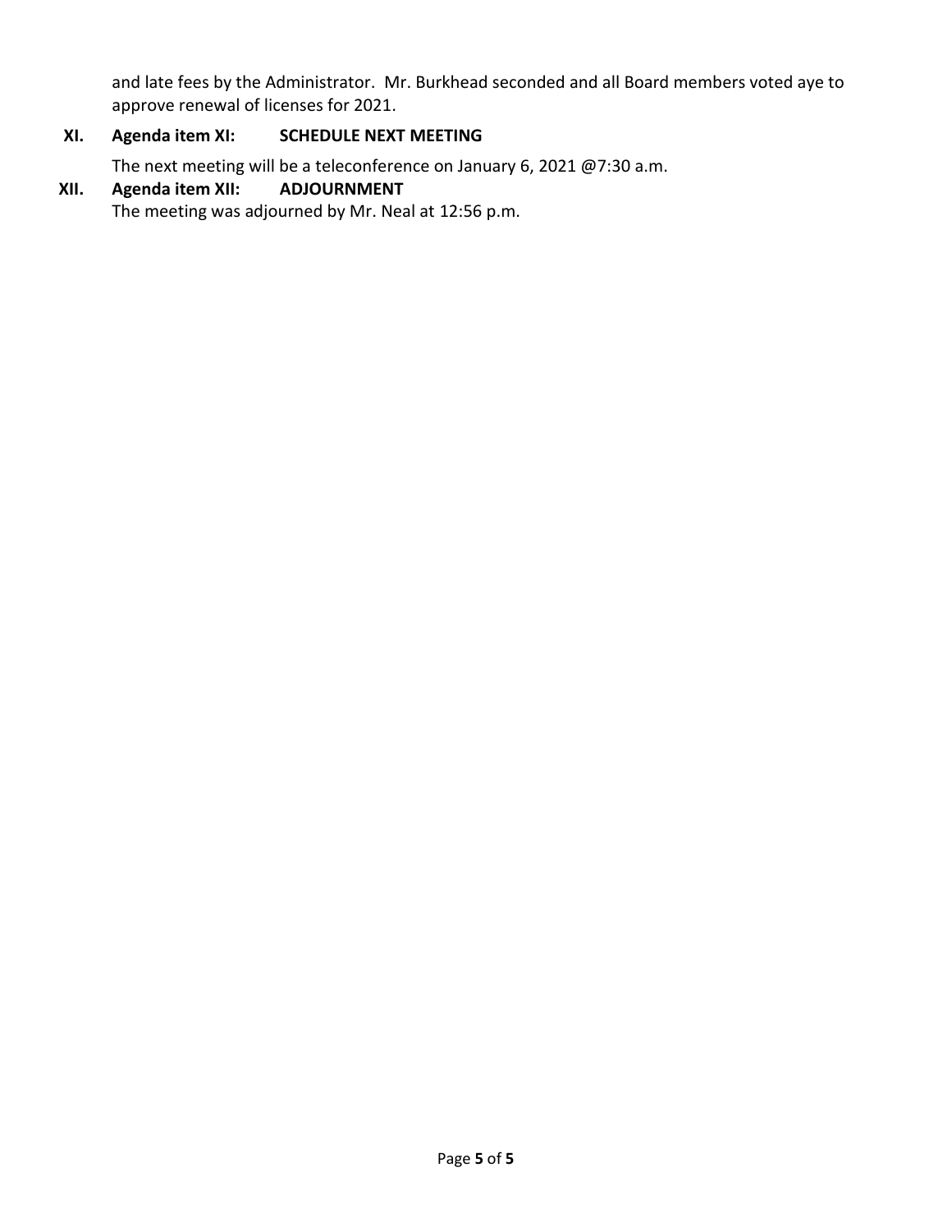and late fees by the Administrator. Mr. Burkhead seconded and all Board members voted aye to approve renewal of licenses for 2021.

**XI. Agenda item XI: SCHEDULE NEXT MEETING**

The next meeting will be a teleconference on January 6, 2021 @7:30 a.m.

**XII. Agenda item XII: ADJOURNMENT**

The meeting was adjourned by Mr. Neal at 12:56 p.m.